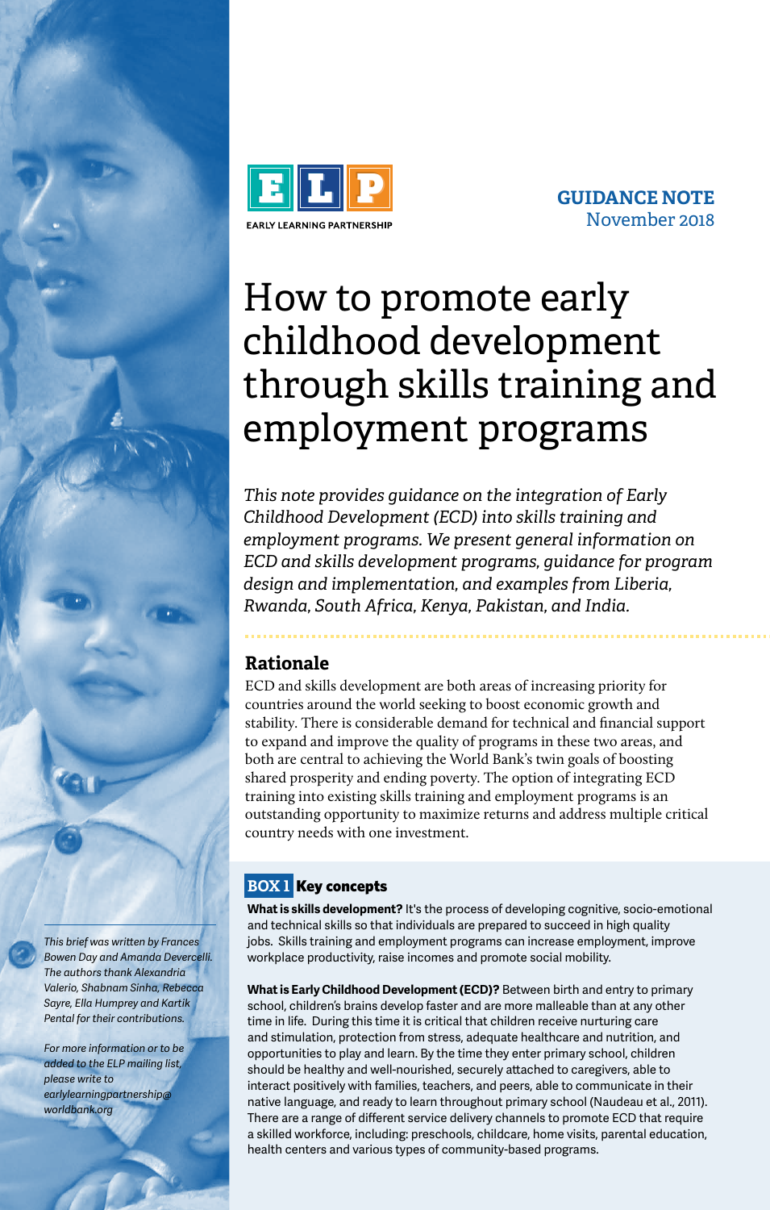EARLY LEARNING PARTNERSHIP

**GUIDANCE NOTE**
November 2018

# How to promote early childhood development through skills training and employment programs

*This note provides guidance on the integration of Early Childhood Development (ECD) into skills training and employment programs. We present general information on ECD and skills development programs, guidance for program design and implementation, and examples from Liberia, Rwanda, South Africa, Kenya, Pakistan, and India.*

## Rationale

ECD and skills development are both areas of increasing priority for countries around the world seeking to boost economic growth and stability. There is considerable demand for technical and financial support to expand and improve the quality of programs in these two areas, and both are central to achieving the World Bank's twin goals of boosting shared prosperity and ending poverty. The option of integrating ECD training into existing skills training and employment programs is an outstanding opportunity to maximize returns and address multiple critical country needs with one investment.

### BOX 1 Key concepts

**What is skills development?** It's the process of developing cognitive, socio-emotional and technical skills so that individuals are prepared to succeed in high quality jobs. Skills training and employment programs can increase employment, improve workplace productivity, raise incomes and promote social mobility.

**What is Early Childhood Development (ECD)?** Between birth and entry to primary school, children's brains develop faster and are more malleable than at any other time in life. During this time it is critical that children receive nurturing care and stimulation, protection from stress, adequate healthcare and nutrition, and opportunities to play and learn. By the time they enter primary school, children should be healthy and well-nourished, securely attached to caregivers, able to interact positively with families, teachers, and peers, able to communicate in their native language, and ready to learn throughout primary school (Naudeau et al., 2011). There are a range of different service delivery channels to promote ECD that require a skilled workforce, including: preschools, childcare, home visits, parental education, health centers and various types of community-based programs.

*This brief was written by Frances Bowen Day and Amanda Devercelli. The authors thank Alexandria Valerio, Shabnam Sinha, Rebecca Sayre, Ella Humprey and Kartik Pental for their contributions.*

*For more information or to be added to the ELP mailing list, please write to earlylearningpartnership@worldbank.org*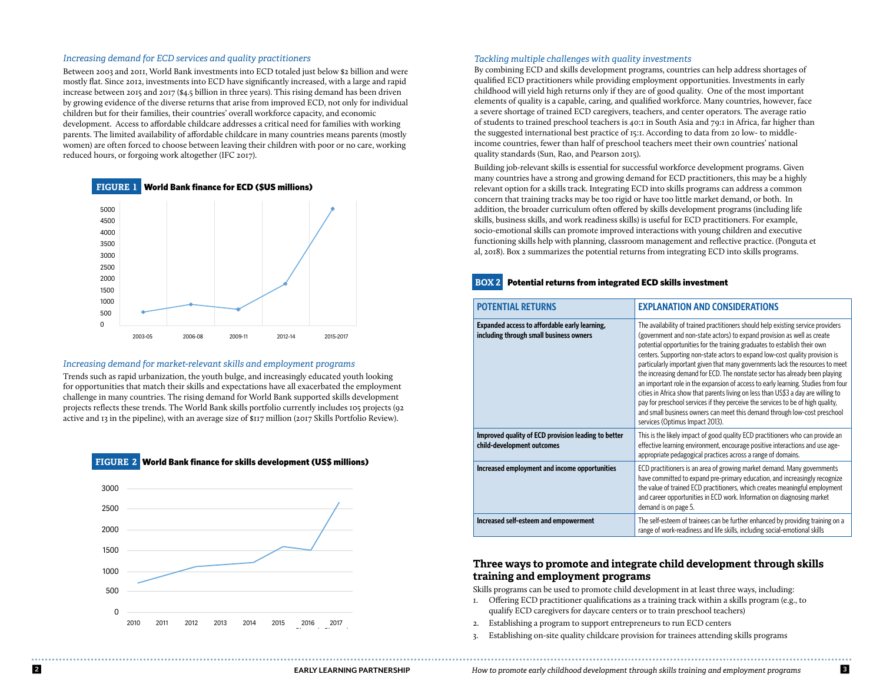### *Increasing demand for ECD services and quality practitioners*

Between 2003 and 2011, World Bank investments into ECD totaled just below $2 billion and were mostly flat. Since 2012, investments into ECD have significantly increased, with a large and rapid increase between 2015 and 2017 ($4.5 billion in three years). This rising demand has been driven by growing evidence of the diverse returns that arise from improved ECD, not only for individual children but for their families, their countries' overall workforce capacity, and economic development. Access to affordable childcare addresses a critical need for families with working parents. The limited availability of affordable childcare in many countries means parents (mostly women) are often forced to choose between leaving their children with poor or no care, working reduced hours, or forgoing work altogether (IFC 2017).

**FIGURE 1 World Bank finance for ECD ($US millions)**

### *Increasing demand for market-relevant skills and employment programs*

Trends such as rapid urbanization, the youth bulge, and increasingly educated youth looking for opportunities that match their skills and expectations have all exacerbated the employment challenge in many countries. The rising demand for World Bank supported skills development projects reflects these trends. The World Bank skills portfolio currently includes 105 projects (92 active and 13 in the pipeline), with an average size of $117 million (2017 Skills Portfolio Review).

**FIGURE 2 World Bank finance for skills development (US$ millions)**

### *Tackling multiple challenges with quality investments*

By combining ECD and skills development programs, countries can help address shortages of qualified ECD practitioners while providing employment opportunities. Investments in early childhood will yield high returns only if they are of good quality. One of the most important elements of quality is a capable, caring, and qualified workforce. Many countries, however, face a severe shortage of trained ECD caregivers, teachers, and center operators. The average ratio of students to trained preschool teachers is 40:1 in South Asia and 79:1 in Africa, far higher than the suggested international best practice of 15:1. According to data from 20 low- to middle-income countries, fewer than half of preschool teachers meet their own countries' national quality standards (Sun, Rao, and Pearson 2015).

Building job-relevant skills is essential for successful workforce development programs. Given many countries have a strong and growing demand for ECD practitioners, this may be a highly relevant option for a skills track. Integrating ECD into skills programs can address a common concern that training tracks may be too rigid or have too little market demand, or both. In addition, the broader curriculum often offered by skills development programs (including life skills, business skills, and work readiness skills) is useful for ECD practitioners. For example, socio-emotional skills can promote improved interactions with young children and executive functioning skills help with planning, classroom management and reflective practice. (Ponguta et al, 2018). Box 2 summarizes the potential returns from integrating ECD into skills programs.

**BOX 2 Potential returns from integrated ECD skills investment**

| POTENTIAL RETURNS | EXPLANATION AND CONSIDERATIONS |
| --- | --- |
| **Expanded access to affordable early learning, including through small business owners** | The availability of trained practitioners should help existing service providers (government and non-state actors) to expand provision as well as create potential opportunities for the training graduates to establish their own centers. Supporting non-state actors to expand low-cost quality provision is particularly important given that many governments lack the resources to meet the increasing demand for ECD. The nonstate sector has already been playing an important role in the expansion of access to early learning. Studies from four cities in Africa show that parents living on less than US$3 a day are willing to pay for preschool services if they perceive the services to be of high quality, and small business owners can meet this demand through low-cost preschool services (Optimus Impact 2013). |
| **Improved quality of ECD provision leading to better child-development outcomes** | This is the likely impact of good quality ECD practitioners who can provide an effective learning environment, encourage positive interactions and use age-appropriate pedagogical practices across a range of domains. |
| **Increased employment and income opportunities** | ECD practitioners is an area of growing market demand. Many governments have committed to expand pre-primary education, and increasingly recognize the value of trained ECD practitioners, which creates meaningful employment and career opportunities in ECD work. Information on diagnosing market demand is on page 5. |
| **Increased self-esteem and empowerment** | The self-esteem of trainees can be further enhanced by providing training on a range of work-readiness and life skills, including social-emotional skills |

## Three ways to promote and integrate child development through skills training and employment programs

Skills programs can be used to promote child development in at least three ways, including:

1. Offering ECD practitioner qualifications as a training track within a skills program (e.g., to qualify ECD caregivers for daycare centers or to train preschool teachers)
2. Establishing a program to support entrepreneurs to run ECD centers
3. Establishing on-site quality childcare provision for trainees attending skills programs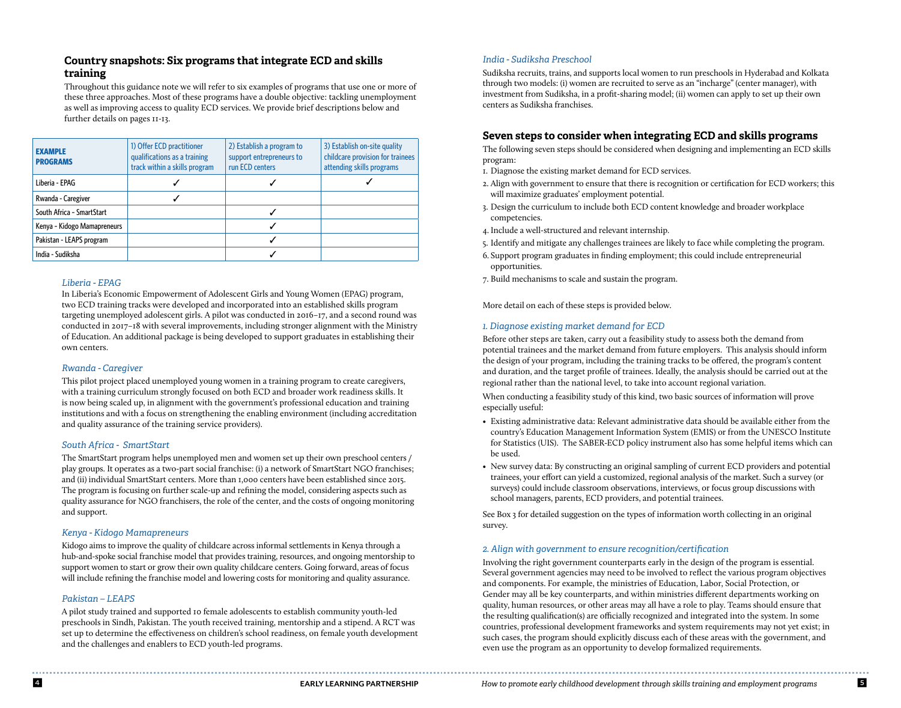## Country snapshots: Six programs that integrate ECD and skills training

Throughout this guidance note we will refer to six examples of programs that use one or more of these three approaches. Most of these programs have a double objective: tackling unemployment as well as improving access to quality ECD services. We provide brief descriptions below and further details on pages 11-13.

| EXAMPLE PROGRAMS | 1) Offer ECD practitioner qualifications as a training track within a skills program | 2) Establish a program to support entrepreneurs to run ECD centers | 3) Establish on-site quality childcare provision for trainees attending skills programs |
|---|---|---|---|
| Liberia - EPAG | ✓ | ✓ | ✓ |
| Rwanda - Caregiver | ✓ | | |
| South Africa - SmartStart | | ✓ | |
| Kenya - Kidogo Mamapreneurs | | ✓ | |
| Pakistan - LEAPS program | | ✓ | |
| India - Sudiksha | | ✓ | |

*Liberia - EPAG*

In Liberia's Economic Empowerment of Adolescent Girls and Young Women (EPAG) program, two ECD training tracks were developed and incorporated into an established skills program targeting unemployed adolescent girls. A pilot was conducted in 2016–17, and a second round was conducted in 2017–18 with several improvements, including stronger alignment with the Ministry of Education. An additional package is being developed to support graduates in establishing their own centers.

*Rwanda - Caregiver*

This pilot project placed unemployed young women in a training program to create caregivers, with a training curriculum strongly focused on both ECD and broader work readiness skills. It is now being scaled up, in alignment with the government's professional education and training institutions and with a focus on strengthening the enabling environment (including accreditation and quality assurance of the training service providers).

*South Africa - SmartStart*

The SmartStart program helps unemployed men and women set up their own preschool centers / play groups. It operates as a two-part social franchise: (i) a network of SmartStart NGO franchises; and (ii) individual SmartStart centers. More than 1,000 centers have been established since 2015. The program is focusing on further scale-up and refining the model, considering aspects such as quality assurance for NGO franchisers, the role of the center, and the costs of ongoing monitoring and support.

*Kenya - Kidogo Mamapreneurs*

Kidogo aims to improve the quality of childcare across informal settlements in Kenya through a hub-and-spoke social franchise model that provides training, resources, and ongoing mentorship to support women to start or grow their own quality childcare centers. Going forward, areas of focus will include refining the franchise model and lowering costs for monitoring and quality assurance.

*Pakistan – LEAPS*

A pilot study trained and supported 10 female adolescents to establish community youth-led preschools in Sindh, Pakistan. The youth received training, mentorship and a stipend. A RCT was set up to determine the effectiveness on children's school readiness, on female youth development and the challenges and enablers to ECD youth-led programs.

*India - Sudiksha Preschool*

Sudiksha recruits, trains, and supports local women to run preschools in Hyderabad and Kolkata through two models: (i) women are recruited to serve as an "incharge" (center manager), with investment from Sudiksha, in a profit-sharing model; (ii) women can apply to set up their own centers as Sudiksha franchises.

## Seven steps to consider when integrating ECD and skills programs

The following seven steps should be considered when designing and implementing an ECD skills program:

1. Diagnose the existing market demand for ECD services.
2. Align with government to ensure that there is recognition or certification for ECD workers; this will maximize graduates' employment potential.
3. Design the curriculum to include both ECD content knowledge and broader workplace competencies.
4. Include a well-structured and relevant internship.
5. Identify and mitigate any challenges trainees are likely to face while completing the program.
6. Support program graduates in finding employment; this could include entrepreneurial opportunities.
7. Build mechanisms to scale and sustain the program.

More detail on each of these steps is provided below.

*1. Diagnose existing market demand for ECD*

Before other steps are taken, carry out a feasibility study to assess both the demand from potential trainees and the market demand from future employers. This analysis should inform the design of your program, including the training tracks to be offered, the program's content and duration, and the target profile of trainees. Ideally, the analysis should be carried out at the regional rather than the national level, to take into account regional variation.

When conducting a feasibility study of this kind, two basic sources of information will prove especially useful:

- Existing administrative data: Relevant administrative data should be available either from the country's Education Management Information System (EMIS) or from the UNESCO Institute for Statistics (UIS). The SABER-ECD policy instrument also has some helpful items which can be used.
- New survey data: By constructing an original sampling of current ECD providers and potential trainees, your effort can yield a customized, regional analysis of the market. Such a survey (or surveys) could include classroom observations, interviews, or focus group discussions with school managers, parents, ECD providers, and potential trainees.

See Box 3 for detailed suggestion on the types of information worth collecting in an original survey.

*2. Align with government to ensure recognition/certification*

Involving the right government counterparts early in the design of the program is essential. Several government agencies may need to be involved to reflect the various program objectives and components. For example, the ministries of Education, Labor, Social Protection, or Gender may all be key counterparts, and within ministries different departments working on quality, human resources, or other areas may all have a role to play. Teams should ensure that the resulting qualification(s) are officially recognized and integrated into the system. In some countries, professional development frameworks and system requirements may not yet exist; in such cases, the program should explicitly discuss each of these areas with the government, and even use the program as an opportunity to develop formalized requirements.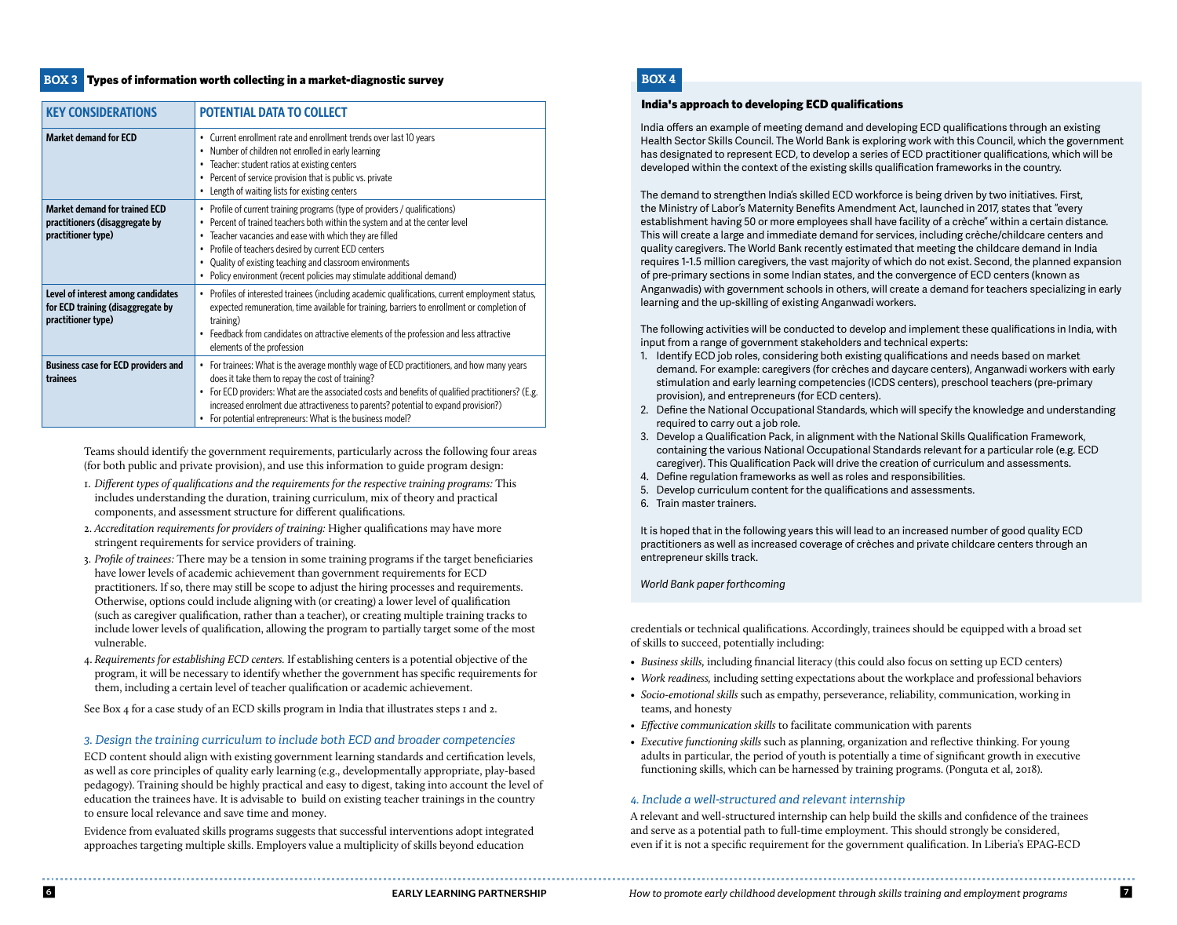**BOX 3** Types of information worth collecting in a market-diagnostic survey

| KEY CONSIDERATIONS | POTENTIAL DATA TO COLLECT |
| --- | --- |
| **Market demand for ECD** | • Current enrollment rate and enrollment trends over last 10 years<br>• Number of children not enrolled in early learning<br>• Teacher: student ratios at existing centers<br>• Percent of service provision that is public vs. private<br>• Length of waiting lists for existing centers |
| **Market demand for trained ECD practitioners (disaggregate by practitioner type)** | • Profile of current training programs (type of providers / qualifications)<br>• Percent of trained teachers both within the system and at the center level<br>• Teacher vacancies and ease with which they are filled<br>• Profile of teachers desired by current ECD centers<br>• Quality of existing teaching and classroom environments<br>• Policy environment (recent policies may stimulate additional demand) |
| **Level of interest among candidates for ECD training (disaggregate by practitioner type)** | • Profiles of interested trainees (including academic qualifications, current employment status, expected remuneration, time available for training, barriers to enrollment or completion of training)<br>• Feedback from candidates on attractive elements of the profession and less attractive elements of the profession |
| **Business case for ECD providers and trainees** | • For trainees: What is the average monthly wage of ECD practitioners, and how many years does it take them to repay the cost of training?<br>• For ECD providers: What are the associated costs and benefits of qualified practitioners? (E.g. increased enrolment due attractiveness to parents? potential to expand provision?)<br>• For potential entrepreneurs: What is the business model? |

Teams should identify the government requirements, particularly across the following four areas (for both public and private provision), and use this information to guide program design:

1. *Different types of qualifications and the requirements for the respective training programs:* This includes understanding the duration, training curriculum, mix of theory and practical components, and assessment structure for different qualifications.
2. *Accreditation requirements for providers of training:* Higher qualifications may have more stringent requirements for service providers of training.
3. *Profile of trainees:* There may be a tension in some training programs if the target beneficiaries have lower levels of academic achievement than government requirements for ECD practitioners. If so, there may still be scope to adjust the hiring processes and requirements. Otherwise, options could include aligning with (or creating) a lower level of qualification (such as caregiver qualification, rather than a teacher), or creating multiple training tracks to include lower levels of qualification, allowing the program to partially target some of the most vulnerable.
4. *Requirements for establishing ECD centers.* If establishing centers is a potential objective of the program, it will be necessary to identify whether the government has specific requirements for them, including a certain level of teacher qualification or academic achievement.

See Box 4 for a case study of an ECD skills program in India that illustrates steps 1 and 2.

### *3. Design the training curriculum to include both ECD and broader competencies*

ECD content should align with existing government learning standards and certification levels, as well as core principles of quality early learning (e.g., developmentally appropriate, play-based pedagogy). Training should be highly practical and easy to digest, taking into account the level of education the trainees have. It is advisable to build on existing teacher trainings in the country to ensure local relevance and save time and money.

Evidence from evaluated skills programs suggests that successful interventions adopt integrated approaches targeting multiple skills. Employers value a multiplicity of skills beyond education

**BOX 4**

**India's approach to developing ECD qualifications**

India offers an example of meeting demand and developing ECD qualifications through an existing Health Sector Skills Council. The World Bank is exploring work with this Council, which the government has designated to represent ECD, to develop a series of ECD practitioner qualifications, which will be developed within the context of the existing skills qualification frameworks in the country.

The demand to strengthen India's skilled ECD workforce is being driven by two initiatives. First, the Ministry of Labor's Maternity Benefits Amendment Act, launched in 2017, states that "every establishment having 50 or more employees shall have facility of a crèche" within a certain distance. This will create a large and immediate demand for services, including crèche/childcare centers and quality caregivers. The World Bank recently estimated that meeting the childcare demand in India requires 1-1.5 million caregivers, the vast majority of which do not exist. Second, the planned expansion of pre-primary sections in some Indian states, and the convergence of ECD centers (known as Anganwadis) with government schools in others, will create a demand for teachers specializing in early learning and the up-skilling of existing Anganwadi workers.

The following activities will be conducted to develop and implement these qualifications in India, with input from a range of government stakeholders and technical experts:

1. Identify ECD job roles, considering both existing qualifications and needs based on market demand. For example: caregivers (for crèches and daycare centers), Anganwadi workers with early stimulation and early learning competencies (ICDS centers), preschool teachers (pre-primary provision), and entrepreneurs (for ECD centers).
2. Define the National Occupational Standards, which will specify the knowledge and understanding required to carry out a job role.
3. Develop a Qualification Pack, in alignment with the National Skills Qualification Framework, containing the various National Occupational Standards relevant for a particular role (e.g. ECD caregiver). This Qualification Pack will drive the creation of curriculum and assessments.
4. Define regulation frameworks as well as roles and responsibilities.
5. Develop curriculum content for the qualifications and assessments.
6. Train master trainers.

It is hoped that in the following years this will lead to an increased number of good quality ECD practitioners as well as increased coverage of crèches and private childcare centers through an entrepreneur skills track.

*World Bank paper forthcoming*

credentials or technical qualifications. Accordingly, trainees should be equipped with a broad set of skills to succeed, potentially including:

- *Business skills,* including financial literacy (this could also focus on setting up ECD centers)
- *Work readiness,* including setting expectations about the workplace and professional behaviors
- *Socio-emotional skills* such as empathy, perseverance, reliability, communication, working in teams, and honesty
- *Effective communication skills* to facilitate communication with parents
- *Executive functioning skills* such as planning, organization and reflective thinking. For young adults in particular, the period of youth is potentially a time of significant growth in executive functioning skills, which can be harnessed by training programs. (Ponguta et al, 2018).

### *4. Include a well-structured and relevant internship*

A relevant and well-structured internship can help build the skills and confidence of the trainees and serve as a potential path to full-time employment. This should strongly be considered, even if it is not a specific requirement for the government qualification. In Liberia's EPAG-ECD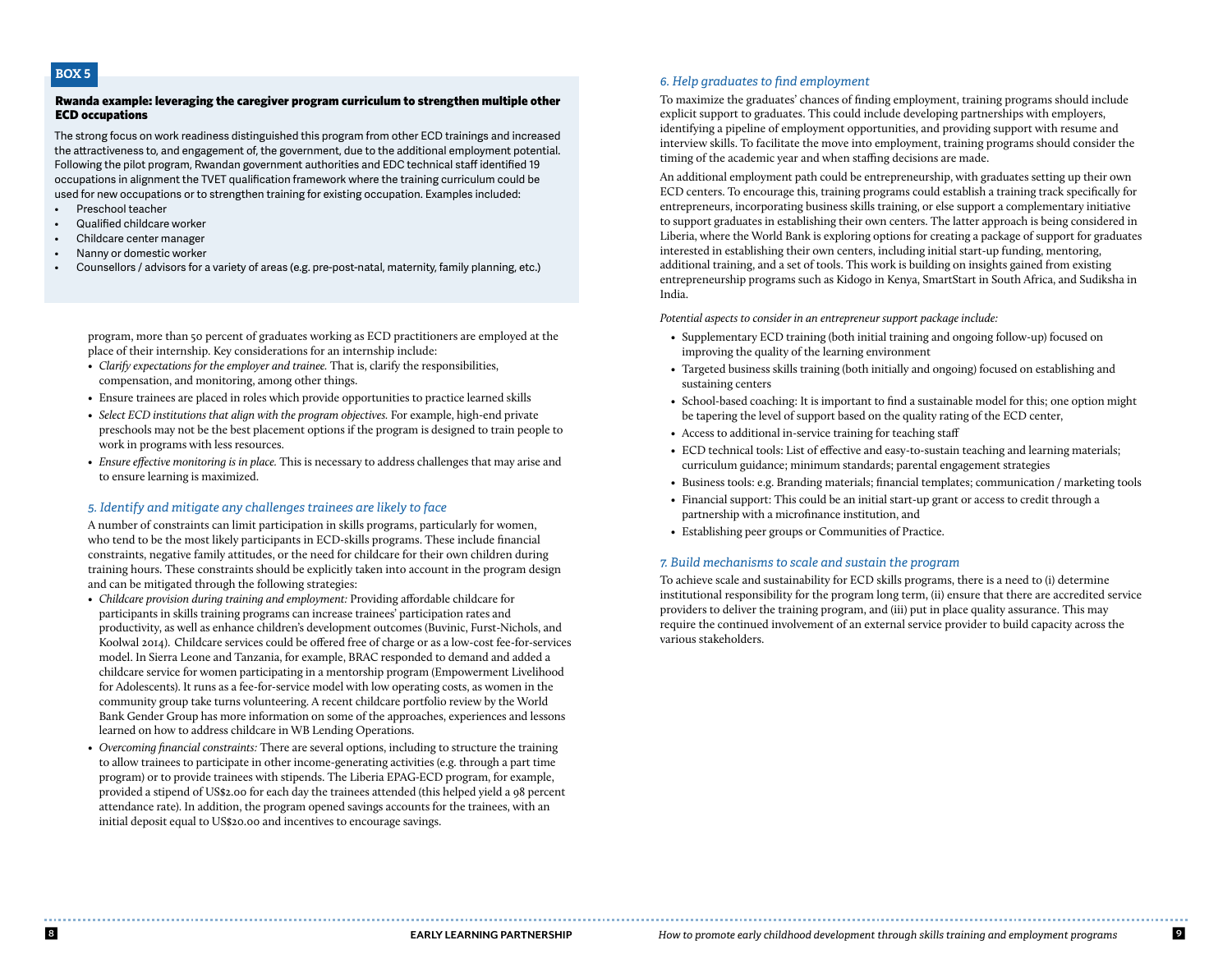**BOX 5**

**Rwanda example: leveraging the caregiver program curriculum to strengthen multiple other ECD occupations**

The strong focus on work readiness distinguished this program from other ECD trainings and increased the attractiveness to, and engagement of, the government, due to the additional employment potential. Following the pilot program, Rwandan government authorities and EDC technical staff identified 19 occupations in alignment the TVET qualification framework where the training curriculum could be used for new occupations or to strengthen training for existing occupation. Examples included:

- Preschool teacher
- Qualified childcare worker
- Childcare center manager
- Nanny or domestic worker
- Counsellors / advisors for a variety of areas (e.g. pre-post-natal, maternity, family planning, etc.)

program, more than 50 percent of graduates working as ECD practitioners are employed at the place of their internship. Key considerations for an internship include:

- *Clarify expectations for the employer and trainee.* That is, clarify the responsibilities, compensation, and monitoring, among other things.
- Ensure trainees are placed in roles which provide opportunities to practice learned skills
- *Select ECD institutions that align with the program objectives.* For example, high-end private preschools may not be the best placement options if the program is designed to train people to work in programs with less resources.
- *Ensure effective monitoring is in place.* This is necessary to address challenges that may arise and to ensure learning is maximized.

### *5. Identify and mitigate any challenges trainees are likely to face*

A number of constraints can limit participation in skills programs, particularly for women, who tend to be the most likely participants in ECD-skills programs. These include financial constraints, negative family attitudes, or the need for childcare for their own children during training hours. These constraints should be explicitly taken into account in the program design and can be mitigated through the following strategies:

- *Childcare provision during training and employment:* Providing affordable childcare for participants in skills training programs can increase trainees' participation rates and productivity, as well as enhance children's development outcomes (Buvinic, Furst-Nichols, and Koolwal 2014). Childcare services could be offered free of charge or as a low-cost fee-for-services model. In Sierra Leone and Tanzania, for example, BRAC responded to demand and added a childcare service for women participating in a mentorship program (Empowerment Livelihood for Adolescents). It runs as a fee-for-service model with low operating costs, as women in the community group take turns volunteering. A recent childcare portfolio review by the World Bank Gender Group has more information on some of the approaches, experiences and lessons learned on how to address childcare in WB Lending Operations.
- *Overcoming financial constraints:* There are several options, including to structure the training to allow trainees to participate in other income-generating activities (e.g. through a part time program) or to provide trainees with stipends. The Liberia EPAG-ECD program, for example, provided a stipend of US$2.00 for each day the trainees attended (this helped yield a 98 percent attendance rate). In addition, the program opened savings accounts for the trainees, with an initial deposit equal to US$20.00 and incentives to encourage savings.

### *6. Help graduates to find employment*

To maximize the graduates' chances of finding employment, training programs should include explicit support to graduates. This could include developing partnerships with employers, identifying a pipeline of employment opportunities, and providing support with resume and interview skills. To facilitate the move into employment, training programs should consider the timing of the academic year and when staffing decisions are made.

An additional employment path could be entrepreneurship, with graduates setting up their own ECD centers. To encourage this, training programs could establish a training track specifically for entrepreneurs, incorporating business skills training, or else support a complementary initiative to support graduates in establishing their own centers. The latter approach is being considered in Liberia, where the World Bank is exploring options for creating a package of support for graduates interested in establishing their own centers, including initial start-up funding, mentoring, additional training, and a set of tools. This work is building on insights gained from existing entrepreneurship programs such as Kidogo in Kenya, SmartStart in South Africa, and Sudiksha in India.

*Potential aspects to consider in an entrepreneur support package include:*

- Supplementary ECD training (both initial training and ongoing follow-up) focused on improving the quality of the learning environment
- Targeted business skills training (both initially and ongoing) focused on establishing and sustaining centers
- School-based coaching: It is important to find a sustainable model for this; one option might be tapering the level of support based on the quality rating of the ECD center,
- Access to additional in-service training for teaching staff
- ECD technical tools: List of effective and easy-to-sustain teaching and learning materials; curriculum guidance; minimum standards; parental engagement strategies
- Business tools: e.g. Branding materials; financial templates; communication / marketing tools
- Financial support: This could be an initial start-up grant or access to credit through a partnership with a microfinance institution, and
- Establishing peer groups or Communities of Practice.

### *7. Build mechanisms to scale and sustain the program*

To achieve scale and sustainability for ECD skills programs, there is a need to (i) determine institutional responsibility for the program long term, (ii) ensure that there are accredited service providers to deliver the training program, and (iii) put in place quality assurance. This may require the continued involvement of an external service provider to build capacity across the various stakeholders.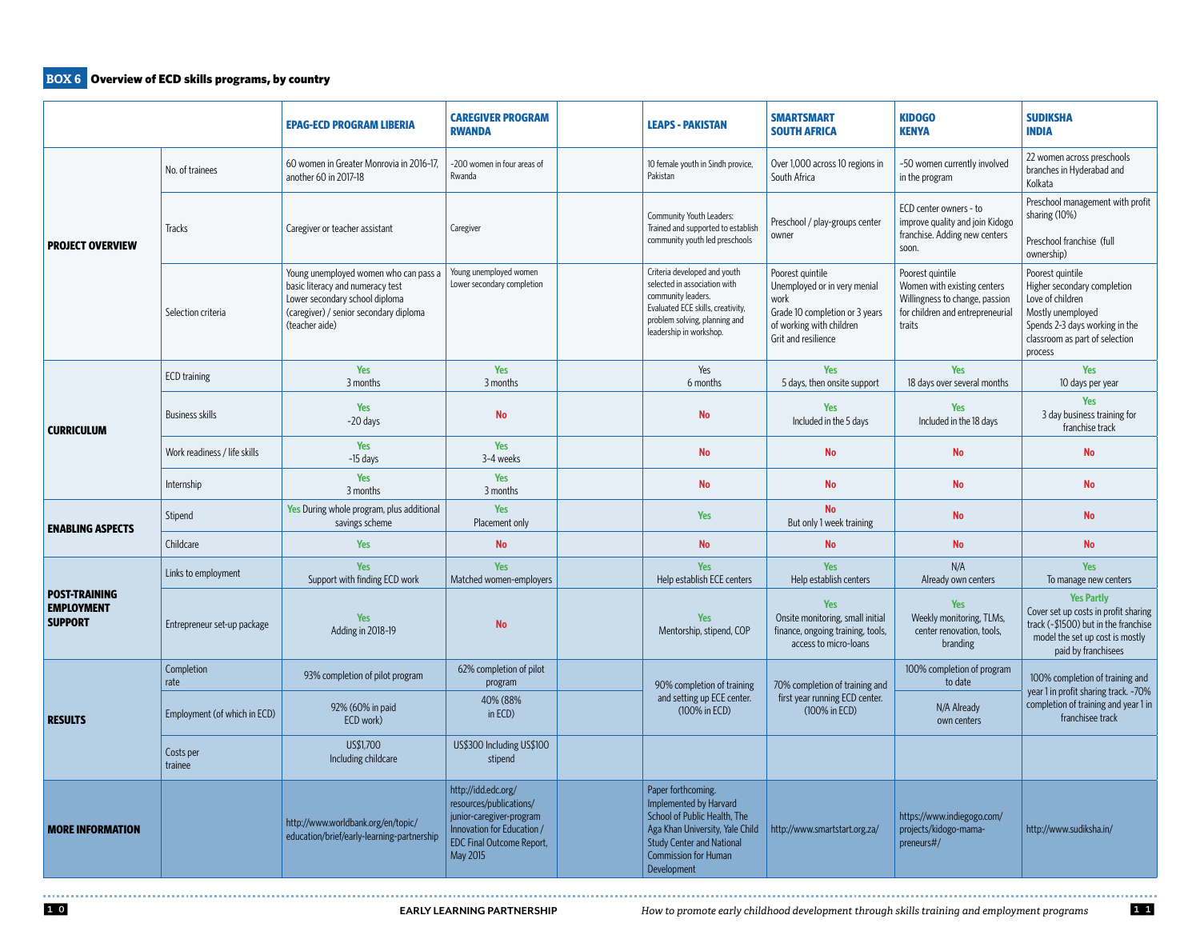**BOX 6** **Overview of ECD skills programs, by country**

| | | EPAG-ECD PROGRAM LIBERIA | CAREGIVER PROGRAM RWANDA | LEAPS - PAKISTAN | SMARTSMART SOUTH AFRICA | KIDOGO KENYA | SUDIKSHA INDIA |
|---|---|---|---|---|---|---|---|
| **PROJECT OVERVIEW** | No. of trainees | 60 women in Greater Monrovia in 2016-17, another 60 in 2017-18 | ~200 women in four areas of Rwanda | 10 female youth in Sindh province, Pakistan | Over 1,000 across 10 regions in South Africa | ~50 women currently involved in the program | 22 women across preschools branches in Hyderabad and Kolkata |
| | Tracks | Caregiver or teacher assistant | Caregiver | Community Youth Leaders: Trained and supported to establish community youth led preschools | Preschool / play-groups center owner | ECD center owners - to improve quality and join Kidogo franchise. Adding new centers soon. | Preschool management with profit sharing (10%)<br><br>Preschool franchise (full ownership) |
| | Selection criteria | Young unemployed women who can pass a basic literacy and numeracy test<br>Lower secondary school diploma (caregiver) / senior secondary diploma (teacher aide) | Young unemployed women<br>Lower secondary completion | Criteria developed and youth selected in association with community leaders.<br>Evaluated ECE skills, creativity, problem solving, planning and leadership in workshop. | Poorest quintile<br>Unemployed or in very menial work<br>Grade 10 completion or 3 years of working with children<br>Grit and resilience | Poorest quintile<br>Women with existing centers<br>Willingness to change, passion for children and entrepreneurial traits | Poorest quintile<br>Higher secondary completion<br>Love of children<br>Mostly unemployed<br>Spends 2-3 days working in the classroom as part of selection process |
| **CURRICULUM** | ECD training | Yes<br>3 months | Yes<br>3 months | Yes<br>6 months | Yes<br>5 days, then onsite support | Yes<br>18 days over several months | Yes<br>10 days per year |
| | Business skills | Yes<br>~20 days | No | No | Yes<br>Included in the 5 days | Yes<br>Included in the 18 days | Yes<br>3 day business training for franchise track |
| | Work readiness / life skills | Yes<br>~15 days | Yes<br>3-4 weeks | No | No | No | No |
| | Internship | Yes<br>3 months | Yes<br>3 months | No | No | No | No |
| **ENABLING ASPECTS** | Stipend | Yes During whole program, plus additional savings scheme | Yes<br>Placement only | Yes | No<br>But only 1 week training | No | No |
| | Childcare | Yes | No | No | No | No | No |
| **POST-TRAINING EMPLOYMENT SUPPORT** | Links to employment | Yes<br>Support with finding ECD work | Yes<br>Matched women-employers | Yes<br>Help establish ECE centers | Yes<br>Help establish centers | N/A<br>Already own centers | Yes<br>To manage new centers |
| | Entrepreneur set-up package | Yes<br>Adding in 2018-19 | No | Yes<br>Mentorship, stipend, COP | Yes<br>Onsite monitoring, small initial finance, ongoing training, tools, access to micro-loans | Yes<br>Weekly monitoring, TLMs, center renovation, tools, branding | Yes Partly<br>Cover set up costs in profit sharing track (~$1500) but in the franchise model the set up cost is mostly paid by franchisees |
| **RESULTS** | Completion rate | 93% completion of pilot program | 62% completion of pilot program | 90% completion of training and setting up ECE center. (100% in ECD) | 70% completion of training and first year running ECD center. (100% in ECD) | 100% completion of program to date | 100% completion of training and year 1 in profit sharing track. ~70% completion of training and year 1 in franchisee track |
| | Employment (of which in ECD) | 92% (60% in paid ECD work) | 40% (88% in ECD) | | | N/A Already own centers | |
| | Costs per trainee | US$1,700<br>Including childcare | US$300 Including US$100 stipend | | | | |
| **MORE INFORMATION** | | http://www.worldbank.org/en/topic/education/brief/early-learning-partnership | http://idd.edc.org/resources/publications/junior-caregiver-program Innovation for Education / EDC Final Outcome Report, May 2015 | Paper forthcoming. Implemented by Harvard School of Public Health, The Aga Khan University, Yale Child Study Center and National Commission for Human Development | http://www.smartstart.org.za/ | https://www.indiegogo.com/projects/kidogo-mama-preneurs#/ | http://www.sudiksha.in/ |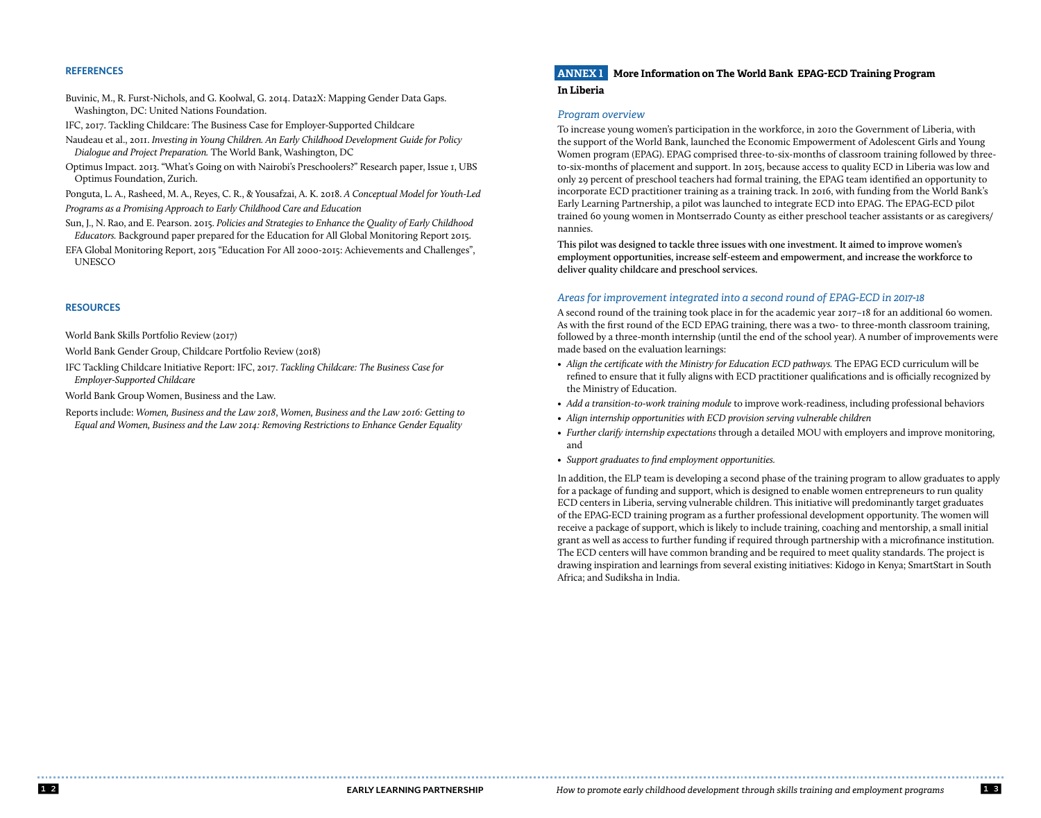## REFERENCES

Buvinic, M., R. Furst-Nichols, and G. Koolwal, G. 2014. Data2X: Mapping Gender Data Gaps. Washington, DC: United Nations Foundation.

IFC, 2017. Tackling Childcare: The Business Case for Employer-Supported Childcare

Naudeau et al., 2011. *Investing in Young Children. An Early Childhood Development Guide for Policy Dialogue and Project Preparation.* The World Bank, Washington, DC

Optimus Impact. 2013. "What's Going on with Nairobi's Preschoolers?" Research paper, Issue 1, UBS Optimus Foundation, Zurich.

Ponguta, L. A., Rasheed, M. A., Reyes, C. R., & Yousafzai, A. K. 2018. *A Conceptual Model for Youth-Led Programs as a Promising Approach to Early Childhood Care and Education*

Sun, J., N. Rao, and E. Pearson. 2015. *Policies and Strategies to Enhance the Quality of Early Childhood Educators.* Background paper prepared for the Education for All Global Monitoring Report 2015.

EFA Global Monitoring Report, 2015 "Education For All 2000-2015: Achievements and Challenges", UNESCO

## RESOURCES

World Bank Skills Portfolio Review (2017)

World Bank Gender Group, Childcare Portfolio Review (2018)

IFC Tackling Childcare Initiative Report: IFC, 2017. *Tackling Childcare: The Business Case for Employer-Supported Childcare*

World Bank Group Women, Business and the Law.

Reports include: *Women, Business and the Law 2018*, *Women, Business and the Law 2016: Getting to Equal and Women, Business and the Law 2014: Removing Restrictions to Enhance Gender Equality*

## ANNEX 1 More Information on The World Bank EPAG-ECD Training Program In Liberia

### *Program overview*

To increase young women's participation in the workforce, in 2010 the Government of Liberia, with the support of the World Bank, launched the Economic Empowerment of Adolescent Girls and Young Women program (EPAG). EPAG comprised three-to-six-months of classroom training followed by three-to-six-months of placement and support. In 2015, because access to quality ECD in Liberia was low and only 29 percent of preschool teachers had formal training, the EPAG team identified an opportunity to incorporate ECD practitioner training as a training track. In 2016, with funding from the World Bank's Early Learning Partnership, a pilot was launched to integrate ECD into EPAG. The EPAG-ECD pilot trained 60 young women in Montserrado County as either preschool teacher assistants or as caregivers/nannies.

**This pilot was designed to tackle three issues with one investment. It aimed to improve women's employment opportunities, increase self-esteem and empowerment, and increase the workforce to deliver quality childcare and preschool services.**

### *Areas for improvement integrated into a second round of EPAG-ECD in 2017-18*

A second round of the training took place in for the academic year 2017–18 for an additional 60 women. As with the first round of the ECD EPAG training, there was a two- to three-month classroom training, followed by a three-month internship (until the end of the school year). A number of improvements were made based on the evaluation learnings:

- *Align the certificate with the Ministry for Education ECD pathways.* The EPAG ECD curriculum will be refined to ensure that it fully aligns with ECD practitioner qualifications and is officially recognized by the Ministry of Education.
- *Add a transition-to-work training module* to improve work-readiness, including professional behaviors
- *Align internship opportunities with ECD provision serving vulnerable children*
- *Further clarify internship expectations* through a detailed MOU with employers and improve monitoring, and
- *Support graduates to find employment opportunities.*

In addition, the ELP team is developing a second phase of the training program to allow graduates to apply for a package of funding and support, which is designed to enable women entrepreneurs to run quality ECD centers in Liberia, serving vulnerable children. This initiative will predominantly target graduates of the EPAG-ECD training program as a further professional development opportunity. The women will receive a package of support, which is likely to include training, coaching and mentorship, a small initial grant as well as access to further funding if required through partnership with a microfinance institution. The ECD centers will have common branding and be required to meet quality standards. The project is drawing inspiration and learnings from several existing initiatives: Kidogo in Kenya; SmartStart in South Africa; and Sudiksha in India.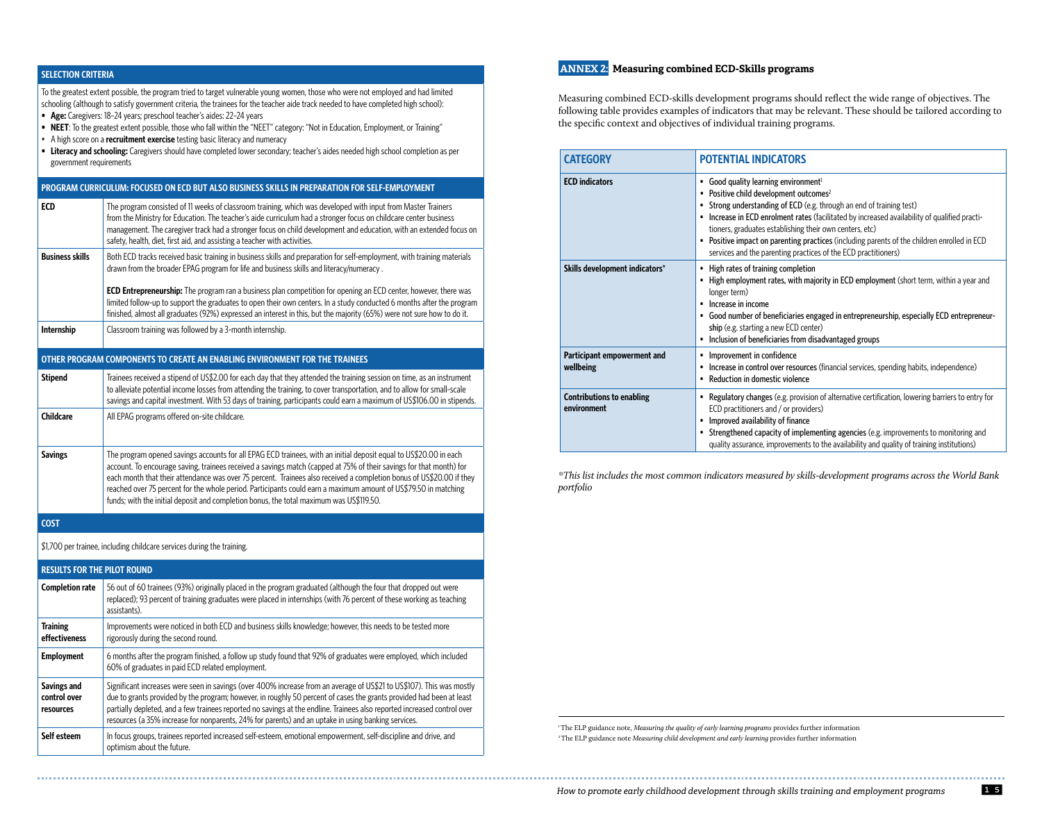| SELECTION CRITERIA | |
|---|---|
| To the greatest extent possible, the program tried to target vulnerable young women, those who were not employed and had limited schooling (although to satisfy government criteria, the trainees for the teacher aide track needed to have completed high school):<br>• **Age:** Caregivers: 18–24 years; preschool teacher's aides: 22–24 years<br>• **NEET**: To the greatest extent possible, those who fall within the "NEET" category: "Not in Education, Employment, or Training"<br>• A high score on a **recruitment exercise** testing basic literacy and numeracy<br>• **Literacy and schooling:** Caregivers should have completed lower secondary; teacher's aides needed high school completion as per government requirements | |
| **PROGRAM CURRICULUM: FOCUSED ON ECD BUT ALSO BUSINESS SKILLS IN PREPARATION FOR SELF-EMPLOYMENT** | |
| **ECD** | The program consisted of 11 weeks of classroom training, which was developed with input from Master Trainers from the Ministry for Education. The teacher's aide curriculum had a stronger focus on childcare center business management. The caregiver track had a stronger focus on child development and education, with an extended focus on safety, health, diet, first aid, and assisting a teacher with activities. |
| **Business skills** | Both ECD tracks received basic training in business skills and preparation for self-employment, with training materials drawn from the broader EPAG program for life and business skills and literacy/numeracy .<br><br>**ECD Entrepreneurship:** The program ran a business plan competition for opening an ECD center, however, there was limited follow-up to support the graduates to open their own centers. In a study conducted 6 months after the program finished, almost all graduates (92%) expressed an interest in this, but the majority (65%) were not sure how to do it. |
| **Internship** | Classroom training was followed by a 3-month internship. |
| **OTHER PROGRAM COMPONENTS TO CREATE AN ENABLING ENVIRONMENT FOR THE TRAINEES** | |
| **Stipend** | Trainees received a stipend of US$2.00 for each day that they attended the training session on time, as an instrument to alleviate potential income losses from attending the training, to cover transportation, and to allow for small-scale savings and capital investment. With 53 days of training, participants could earn a maximum of US$106.00 in stipends. |
| **Childcare** | All EPAG programs offered on-site childcare. |
| **Savings** | The program opened savings accounts for all EPAG ECD trainees, with an initial deposit equal to US$20.00 in each account. To encourage saving, trainees received a savings match (capped at 75% of their savings for that month) for each month that their attendance was over 75 percent. Trainees also received a completion bonus of US$20.00 if they reached over 75 percent for the whole period. Participants could earn a maximum amount of US$79.50 in matching funds; with the initial deposit and completion bonus, the total maximum was US$119.50. |
| **COST** | |
| $1,700 per trainee, including childcare services during the training. | |
| **RESULTS FOR THE PILOT ROUND** | |
| **Completion rate** | 56 out of 60 trainees (93%) originally placed in the program graduated (although the four that dropped out were replaced); 93 percent of training graduates were placed in internships (with 76 percent of these working as teaching assistants). |
| **Training effectiveness** | Improvements were noticed in both ECD and business skills knowledge; however, this needs to be tested more rigorously during the second round. |
| **Employment** | 6 months after the program finished, a follow up study found that 92% of graduates were employed, which included 60% of graduates in paid ECD related employment. |
| **Savings and control over resources** | Significant increases were seen in savings (over 400% increase from an average of US$21 to US$107). This was mostly due to grants provided by the program; however, in roughly 50 percent of cases the grants provided had been at least partially depleted, and a few trainees reported no savings at the endline. Trainees also reported increased control over resources (a 35% increase for nonparents, 24% for parents) and an uptake in using banking services. |
| **Self esteem** | In focus groups, trainees reported increased self-esteem, emotional empowerment, self-discipline and drive, and optimism about the future. |

## ANNEX 2: Measuring combined ECD-Skills programs

Measuring combined ECD-skills development programs should reflect the wide range of objectives. The following table provides examples of indicators that may be relevant. These should be tailored according to the specific context and objectives of individual training programs.

| CATEGORY | POTENTIAL INDICATORS |
|---|---|
| **ECD indicators** | • Good quality learning environment[1]<br>• Positive child development outcomes[2]<br>• **Strong understanding of ECD** (e.g. through an end of training test)<br>• **Increase in ECD enrolment rates** (facilitated by increased availability of qualified practitioners, graduates establishing their own centers, etc)<br>• **Positive impact on parenting practices** (including parents of the children enrolled in ECD services and the parenting practices of the ECD practitioners) |
| **Skills development indicators*** | • High rates of training completion<br>• **High employment rates, with majority in ECD employment** (short term, within a year and longer term)<br>• Increase in income<br>• **Good number of beneficiaries engaged in entrepreneurship, especially ECD entrepreneurship** (e.g. starting a new ECD center)<br>• Inclusion of beneficiaries from disadvantaged groups |
| **Participant empowerment and wellbeing** | • Improvement in confidence<br>• **Increase in control over resources** (financial services, spending habits, independence)<br>• Reduction in domestic violence |
| **Contributions to enabling environment** | • **Regulatory changes** (e.g. provision of alternative certification, lowering barriers to entry for ECD practitioners and / or providers)<br>• Improved availability of finance<br>• **Strengthened capacity of implementing agencies** (e.g. improvements to monitoring and quality assurance, improvements to the availability and quality of training institutions) |

*\*This list includes the most common indicators measured by skills-development programs across the World Bank portfolio*

[1] The ELP guidance note, *Measuring the quality of early learning programs* provides further information

[2] The ELP guidance note *Measuring child development and early learning* provides further information